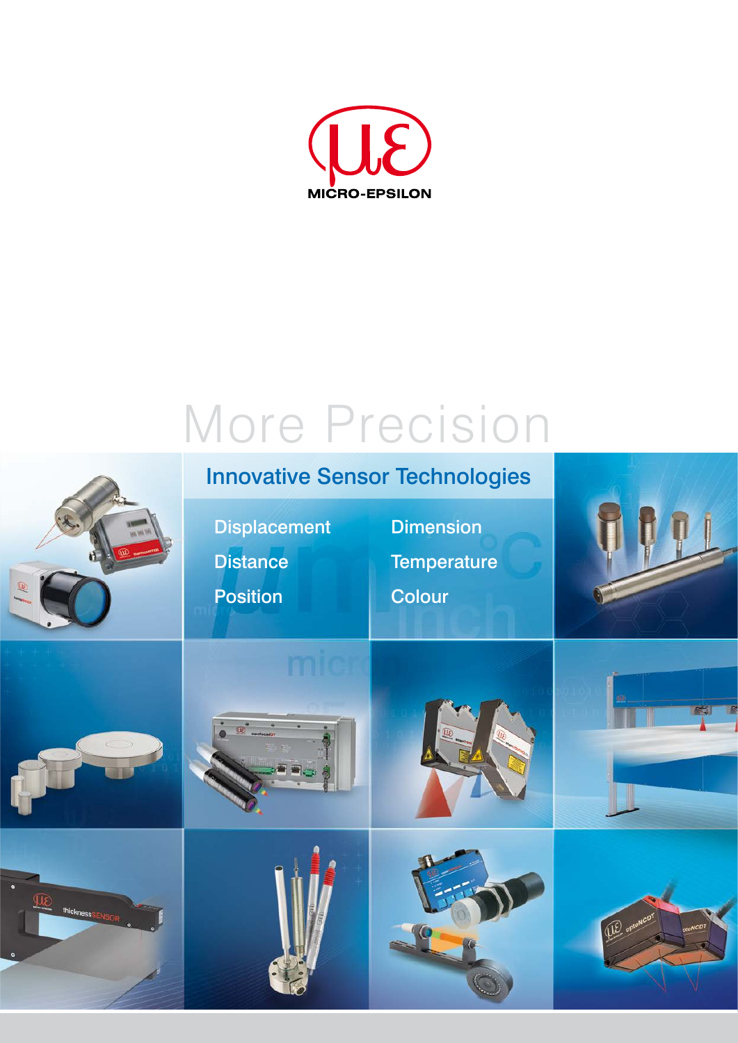MICRO-EPSILON

# More Precision

## Innovative Sensor Technologies

- Displacement
- Distance
- Position
- Dimension
- Temperature
- Colour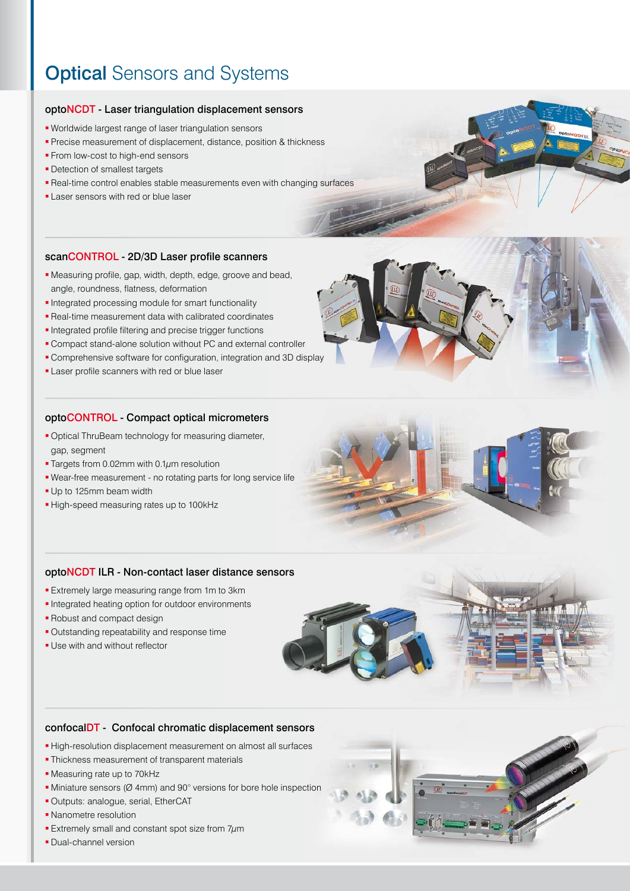# Optical Sensors and Systems

## optoNCDT - Laser triangulation displacement sensors

- Worldwide largest range of laser triangulation sensors
- Precise measurement of displacement, distance, position & thickness
- From low-cost to high-end sensors
- Detection of smallest targets
- Real-time control enables stable measurements even with changing surfaces
- Laser sensors with red or blue laser

## scanCONTROL - 2D/3D Laser profile scanners

- Measuring profile, gap, width, depth, edge, groove and bead, angle, roundness, flatness, deformation
- Integrated processing module for smart functionality
- Real-time measurement data with calibrated coordinates
- Integrated profile filtering and precise trigger functions
- Compact stand-alone solution without PC and external controller
- Comprehensive software for configuration, integration and 3D display
- Laser profile scanners with red or blue laser

## optoCONTROL - Compact optical micrometers

- Optical ThruBeam technology for measuring diameter, gap, segment
- Targets from 0.02mm with 0.1µm resolution
- Wear-free measurement - no rotating parts for long service life
- Up to 125mm beam width
- High-speed measuring rates up to 100kHz

## optoNCDT ILR - Non-contact laser distance sensors

- Extremely large measuring range from 1m to 3km
- Integrated heating option for outdoor environments
- Robust and compact design
- Outstanding repeatability and response time
- Use with and without reflector

## confocalDT - Confocal chromatic displacement sensors

- High-resolution displacement measurement on almost all surfaces
- Thickness measurement of transparent materials
- Measuring rate up to 70kHz
- Miniature sensors (Ø 4mm) and 90° versions for bore hole inspection
- Outputs: analogue, serial, EtherCAT
- Nanometre resolution
- Extremely small and constant spot size from 7µm
- Dual-channel version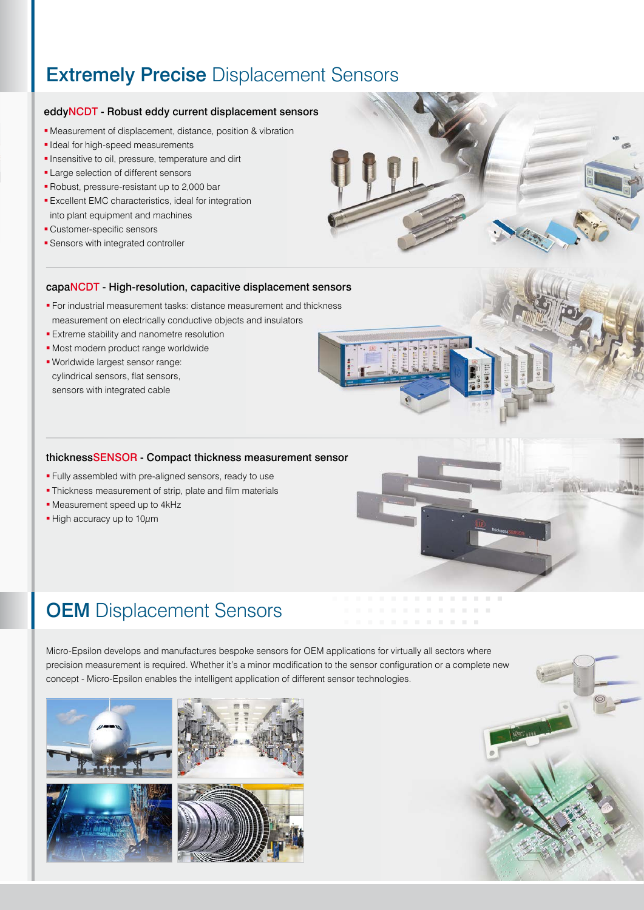# Extremely Precise Displacement Sensors

### eddyNCDT - Robust eddy current displacement sensors

- Measurement of displacement, distance, position & vibration
- Ideal for high-speed measurements
- Insensitive to oil, pressure, temperature and dirt
- Large selection of different sensors
- Robust, pressure-resistant up to 2,000 bar
- Excellent EMC characteristics, ideal for integration into plant equipment and machines
- Customer-specific sensors
- Sensors with integrated controller

### capaNCDT - High-resolution, capacitive displacement sensors

- For industrial measurement tasks: distance measurement and thickness measurement on electrically conductive objects and insulators
- Extreme stability and nanometre resolution
- Most modern product range worldwide
- Worldwide largest sensor range: cylindrical sensors, flat sensors, sensors with integrated cable

### thicknessSENSOR - Compact thickness measurement sensor

- Fully assembled with pre-aligned sensors, ready to use
- Thickness measurement of strip, plate and film materials
- Measurement speed up to 4kHz
- High accuracy up to 10µm

# OEM Displacement Sensors

Micro-Epsilon develops and manufactures bespoke sensors for OEM applications for virtually all sectors where precision measurement is required. Whether it's a minor modification to the sensor configuration or a complete new concept - Micro-Epsilon enables the intelligent application of different sensor technologies.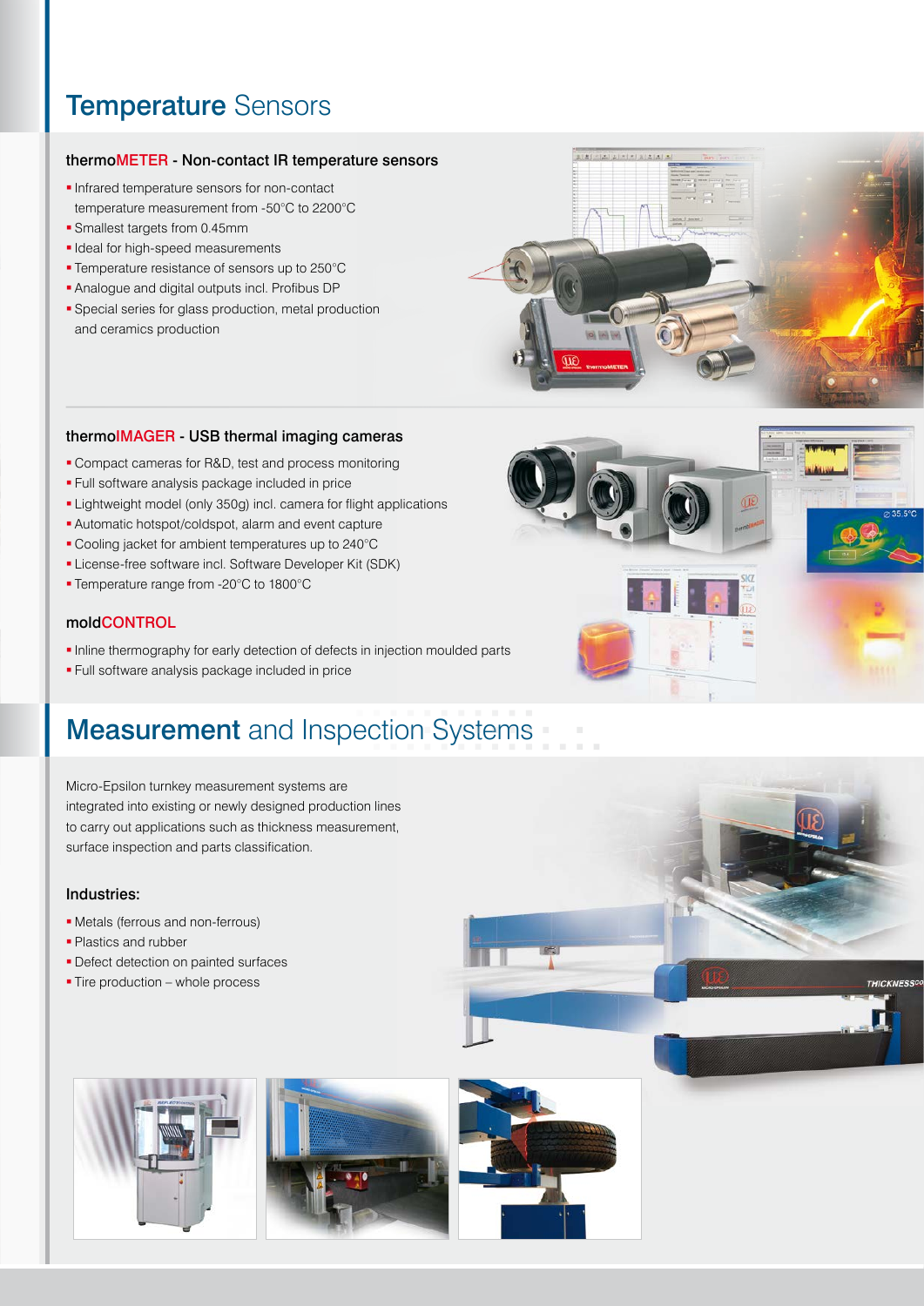# Temperature Sensors

### thermoMETER - Non-contact IR temperature sensors

- Infrared temperature sensors for non-contact temperature measurement from -50°C to 2200°C
- Smallest targets from 0.45mm
- Ideal for high-speed measurements
- Temperature resistance of sensors up to 250°C
- Analogue and digital outputs incl. Profibus DP
- Special series for glass production, metal production and ceramics production

### thermoIMAGER - USB thermal imaging cameras

- Compact cameras for R&D, test and process monitoring
- Full software analysis package included in price
- Lightweight model (only 350g) incl. camera for flight applications
- Automatic hotspot/coldspot, alarm and event capture
- Cooling jacket for ambient temperatures up to 240°C
- License-free software incl. Software Developer Kit (SDK)
- Temperature range from -20°C to 1800°C

### moldCONTROL

- Inline thermography for early detection of defects in injection moulded parts
- Full software analysis package included in price

# Measurement and Inspection Systems

Micro-Epsilon turnkey measurement systems are integrated into existing or newly designed production lines to carry out applications such as thickness measurement, surface inspection and parts classification.

### Industries:

- Metals (ferrous and non-ferrous)
- Plastics and rubber
- Defect detection on painted surfaces
- Tire production – whole process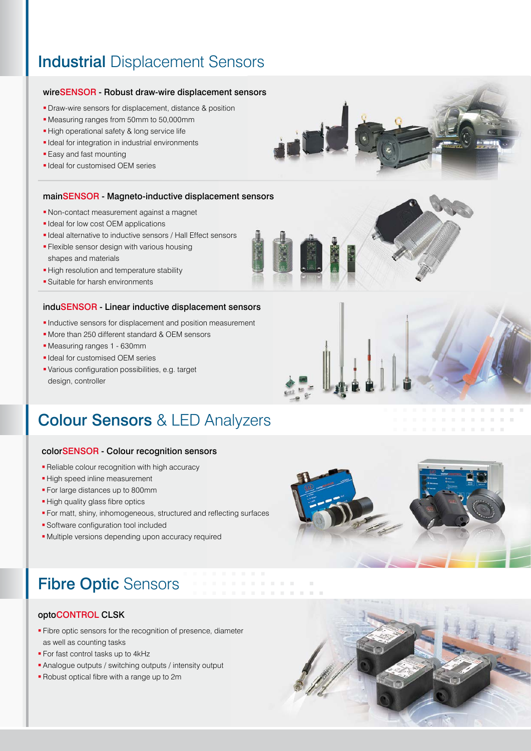# Industrial Displacement Sensors

### wireSENSOR - Robust draw-wire displacement sensors

- Draw-wire sensors for displacement, distance & position
- Measuring ranges from 50mm to 50,000mm
- High operational safety & long service life
- Ideal for integration in industrial environments
- Easy and fast mounting
- Ideal for customised OEM series

### mainSENSOR - Magneto-inductive displacement sensors

- Non-contact measurement against a magnet
- Ideal for low cost OEM applications
- Ideal alternative to inductive sensors / Hall Effect sensors
- Flexible sensor design with various housing shapes and materials
- High resolution and temperature stability
- Suitable for harsh environments

### induSENSOR - Linear inductive displacement sensors

- Inductive sensors for displacement and position measurement
- More than 250 different standard & OEM sensors
- Measuring ranges 1 - 630mm
- Ideal for customised OEM series
- Various configuration possibilities, e.g. target design, controller

# Colour Sensors & LED Analyzers

### colorSENSOR - Colour recognition sensors

- Reliable colour recognition with high accuracy
- High speed inline measurement
- For large distances up to 800mm
- High quality glass fibre optics
- For matt, shiny, inhomogeneous, structured and reflecting surfaces
- Software configuration tool included
- Multiple versions depending upon accuracy required

# Fibre Optic Sensors

### optoCONTROL CLSK

- Fibre optic sensors for the recognition of presence, diameter as well as counting tasks
- For fast control tasks up to 4kHz
- Analogue outputs / switching outputs / intensity output
- Robust optical fibre with a range up to 2m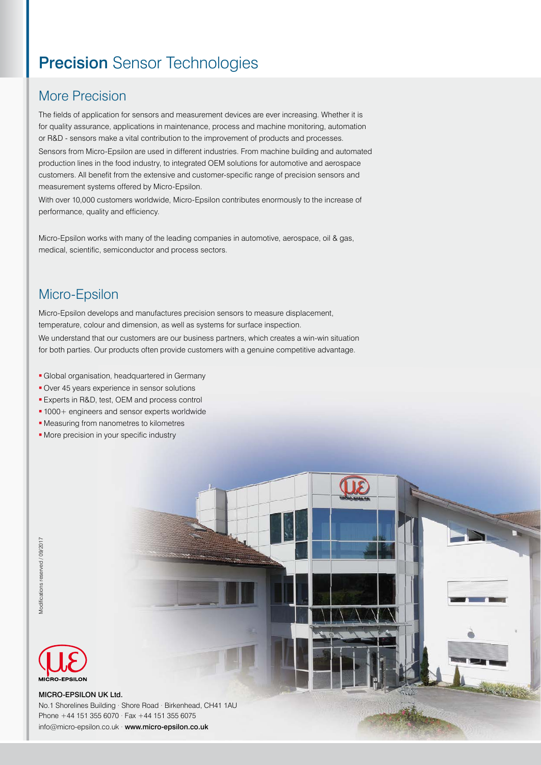# **Precision** Sensor Technologies

## More Precision

The fields of application for sensors and measurement devices are ever increasing. Whether it is for quality assurance, applications in maintenance, process and machine monitoring, automation or R&D - sensors make a vital contribution to the improvement of products and processes.

Sensors from Micro-Epsilon are used in different industries. From machine building and automated production lines in the food industry, to integrated OEM solutions for automotive and aerospace customers. All benefit from the extensive and customer-specific range of precision sensors and measurement systems offered by Micro-Epsilon.

With over 10,000 customers worldwide, Micro-Epsilon contributes enormously to the increase of performance, quality and efficiency.

Micro-Epsilon works with many of the leading companies in automotive, aerospace, oil & gas, medical, scientific, semiconductor and process sectors.

## Micro-Epsilon

Micro-Epsilon develops and manufactures precision sensors to measure displacement, temperature, colour and dimension, as well as systems for surface inspection.

We understand that our customers are our business partners, which creates a win-win situation for both parties. Our products often provide customers with a genuine competitive advantage.

- Global organisation, headquartered in Germany
- Over 45 years experience in sensor solutions
- Experts in R&D, test, OEM and process control
- 1000+ engineers and sensor experts worldwide
- Measuring from nanometres to kilometres
- More precision in your specific industry

Modifications reserved / 09/2017

MICRO-EPSILON

**MICRO-EPSILON UK Ltd.**
No.1 Shorelines Building · Shore Road · Birkenhead, CH41 1AU
Phone +44 151 355 6070 · Fax +44 151 355 6075
info@micro-epsilon.co.uk · **www.micro-epsilon.co.uk**